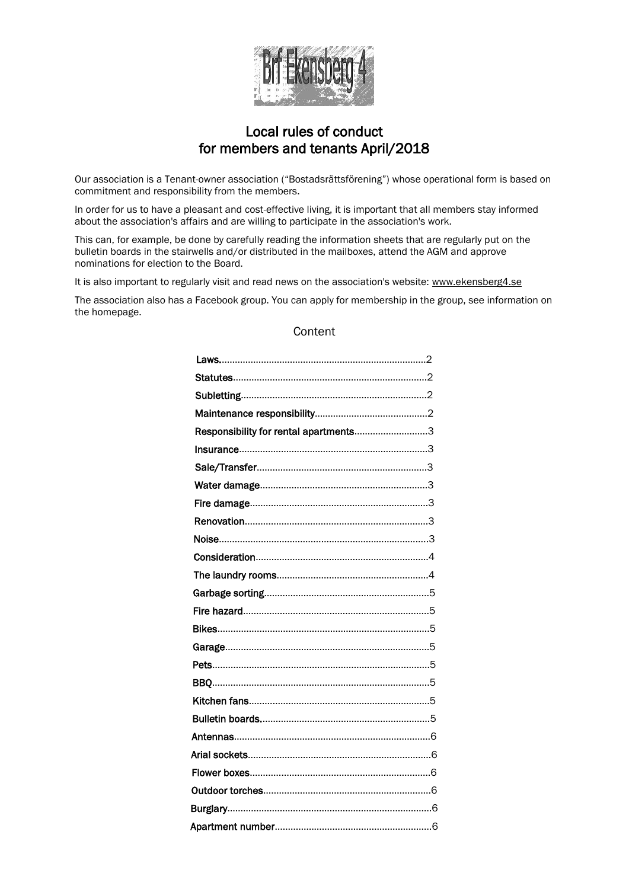Brf Ekensberg 4

# Local rules of conduct for members and tenants April/2018

Our association is a Tenant-owner association ("Bostadsrättsförening") whose operational form is based on commitment and responsibility from the members.

In order for us to have a pleasant and cost-effective living, it is important that all members stay informed about the association's affairs and are willing to participate in the association's work.

This can, for example, be done by carefully reading the information sheets that are regularly put on the bulletin boards in the stairwells and/or distributed in the mailboxes, attend the AGM and approve nominations for election to the Board.

It is also important to regularly visit and read news on the association's website: www.ekensberg4.se

The association also has a Facebook group. You can apply for membership in the group, see information on the homepage.

## Content

- Laws....2
- Statutes....2
- Subletting....2
- Maintenance responsibility....2
- Responsibility for rental apartments....3
- Insurance....3
- Sale/Transfer....3
- Water damage....3
- Fire damage....3
- Renovation....3
- Noise....3
- Consideration....4
- The laundry rooms....4
- Garbage sorting....5
- Fire hazard....5
- Bikes....5
- Garage....5
- Pets....5
- BBQ....5
- Kitchen fans....5
- Bulletin boards....5
- Antennas....6
- Arial sockets....6
- Flower boxes....6
- Outdoor torches....6
- Burglary....6
- Apartment number....6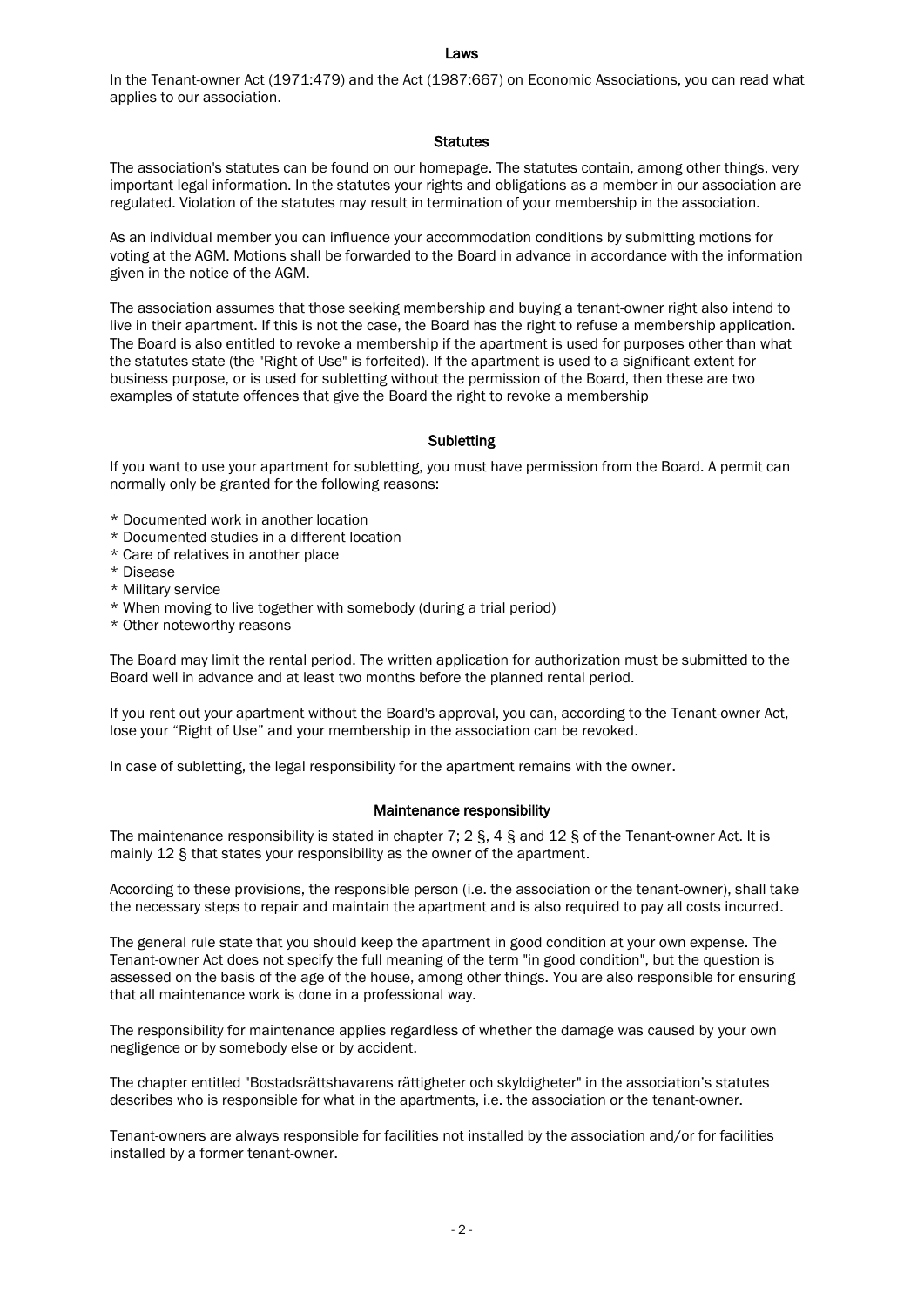## Laws

In the Tenant-owner Act (1971:479) and the Act (1987:667) on Economic Associations, you can read what applies to our association.

## Statutes

The association's statutes can be found on our homepage. The statutes contain, among other things, very important legal information. In the statutes your rights and obligations as a member in our association are regulated. Violation of the statutes may result in termination of your membership in the association.

As an individual member you can influence your accommodation conditions by submitting motions for voting at the AGM. Motions shall be forwarded to the Board in advance in accordance with the information given in the notice of the AGM.

The association assumes that those seeking membership and buying a tenant-owner right also intend to live in their apartment. If this is not the case, the Board has the right to refuse a membership application. The Board is also entitled to revoke a membership if the apartment is used for purposes other than what the statutes state (the "Right of Use" is forfeited). If the apartment is used to a significant extent for business purpose, or is used for subletting without the permission of the Board, then these are two examples of statute offences that give the Board the right to revoke a membership

## Subletting

If you want to use your apartment for subletting, you must have permission from the Board. A permit can normally only be granted for the following reasons:

* Documented work in another location
* Documented studies in a different location
* Care of relatives in another place
* Disease
* Military service
* When moving to live together with somebody (during a trial period)
* Other noteworthy reasons

The Board may limit the rental period. The written application for authorization must be submitted to the Board well in advance and at least two months before the planned rental period.

If you rent out your apartment without the Board's approval, you can, according to the Tenant-owner Act, lose your "Right of Use" and your membership in the association can be revoked.

In case of subletting, the legal responsibility for the apartment remains with the owner.

## Maintenance responsibility

The maintenance responsibility is stated in chapter 7; 2 §, 4 § and 12 § of the Tenant-owner Act. It is mainly 12 § that states your responsibility as the owner of the apartment.

According to these provisions, the responsible person (i.e. the association or the tenant-owner), shall take the necessary steps to repair and maintain the apartment and is also required to pay all costs incurred.

The general rule state that you should keep the apartment in good condition at your own expense. The Tenant-owner Act does not specify the full meaning of the term "in good condition", but the question is assessed on the basis of the age of the house, among other things. You are also responsible for ensuring that all maintenance work is done in a professional way.

The responsibility for maintenance applies regardless of whether the damage was caused by your own negligence or by somebody else or by accident.

The chapter entitled "Bostadsrättshavarens rättigheter och skyldigheter" in the association's statutes describes who is responsible for what in the apartments, i.e. the association or the tenant-owner.

Tenant-owners are always responsible for facilities not installed by the association and/or for facilities installed by a former tenant-owner.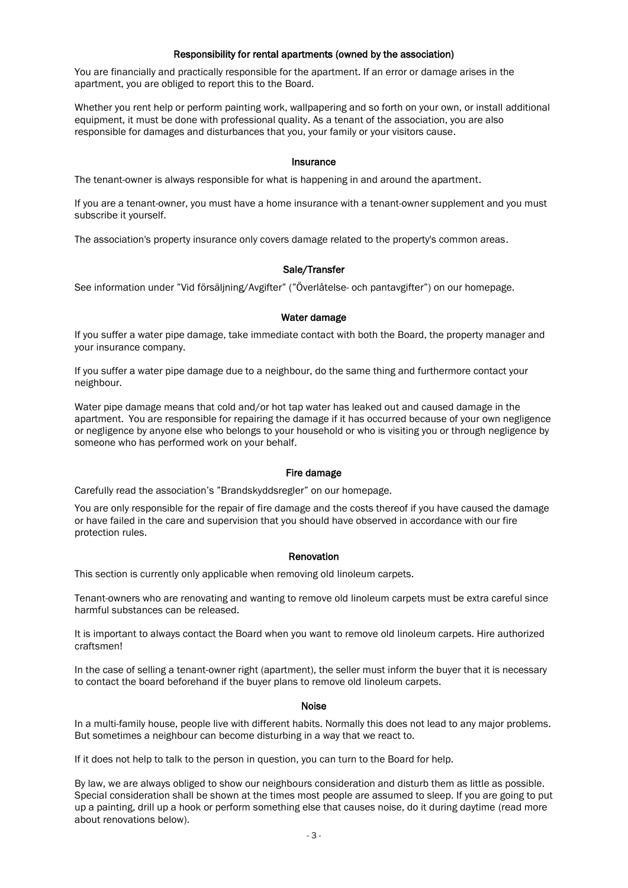## Responsibility for rental apartments (owned by the association)

You are financially and practically responsible for the apartment. If an error or damage arises in the apartment, you are obliged to report this to the Board.

Whether you rent help or perform painting work, wallpapering and so forth on your own, or install additional equipment, it must be done with professional quality. As a tenant of the association, you are also responsible for damages and disturbances that you, your family or your visitors cause.

## Insurance

The tenant-owner is always responsible for what is happening in and around the apartment.

If you are a tenant-owner, you must have a home insurance with a tenant-owner supplement and you must subscribe it yourself.

The association's property insurance only covers damage related to the property's common areas.

## Sale/Transfer

See information under ”Vid försäljning/Avgifter” (”Överlåtelse- och pantavgifter”) on our homepage.

## Water damage

If you suffer a water pipe damage, take immediate contact with both the Board, the property manager and your insurance company.

If you suffer a water pipe damage due to a neighbour, do the same thing and furthermore contact your neighbour.

Water pipe damage means that cold and/or hot tap water has leaked out and caused damage in the apartment. You are responsible for repairing the damage if it has occurred because of your own negligence or negligence by anyone else who belongs to your household or who is visiting you or through negligence by someone who has performed work on your behalf.

## Fire damage

Carefully read the association's ”Brandskyddsregler” on our homepage.

You are only responsible for the repair of fire damage and the costs thereof if you have caused the damage or have failed in the care and supervision that you should have observed in accordance with our fire protection rules.

## Renovation

This section is currently only applicable when removing old linoleum carpets.

Tenant-owners who are renovating and wanting to remove old linoleum carpets must be extra careful since harmful substances can be released.

It is important to always contact the Board when you want to remove old linoleum carpets. Hire authorized craftsmen!

In the case of selling a tenant-owner right (apartment), the seller must inform the buyer that it is necessary to contact the board beforehand if the buyer plans to remove old linoleum carpets.

## Noise

In a multi-family house, people live with different habits. Normally this does not lead to any major problems. But sometimes a neighbour can become disturbing in a way that we react to.

If it does not help to talk to the person in question, you can turn to the Board for help.

By law, we are always obliged to show our neighbours consideration and disturb them as little as possible. Special consideration shall be shown at the times most people are assumed to sleep. If you are going to put up a painting, drill up a hook or perform something else that causes noise, do it during daytime (read more about renovations below).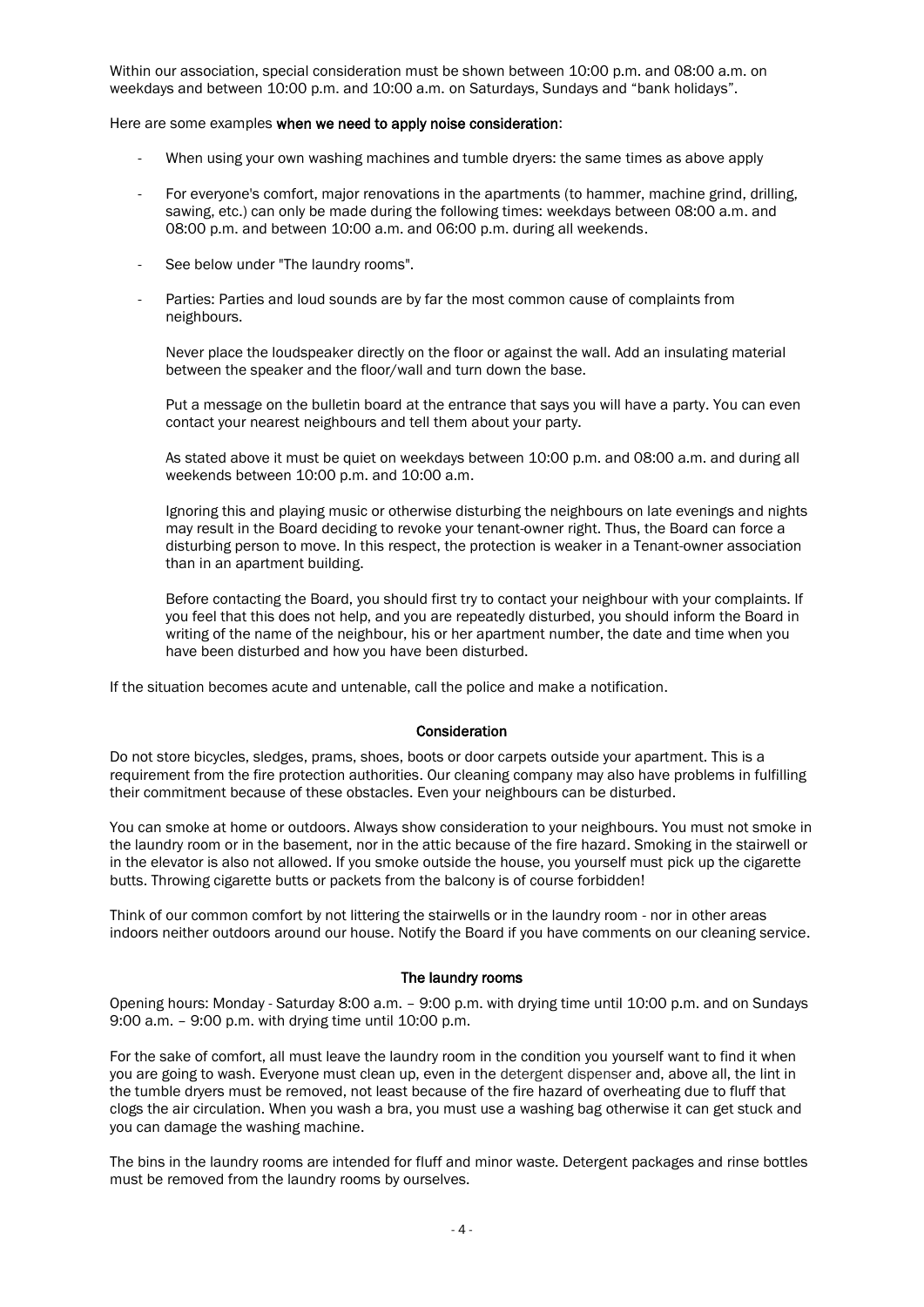Within our association, special consideration must be shown between 10:00 p.m. and 08:00 a.m. on weekdays and between 10:00 p.m. and 10:00 a.m. on Saturdays, Sundays and "bank holidays".

Here are some examples **when we need to apply noise consideration**:

- When using your own washing machines and tumble dryers: the same times as above apply
- For everyone's comfort, major renovations in the apartments (to hammer, machine grind, drilling, sawing, etc.) can only be made during the following times: weekdays between 08:00 a.m. and 08:00 p.m. and between 10:00 a.m. and 06:00 p.m. during all weekends.
- See below under "The laundry rooms".
- Parties: Parties and loud sounds are by far the most common cause of complaints from neighbours.

  Never place the loudspeaker directly on the floor or against the wall. Add an insulating material between the speaker and the floor/wall and turn down the base.

  Put a message on the bulletin board at the entrance that says you will have a party. You can even contact your nearest neighbours and tell them about your party.

  As stated above it must be quiet on weekdays between 10:00 p.m. and 08:00 a.m. and during all weekends between 10:00 p.m. and 10:00 a.m.

  Ignoring this and playing music or otherwise disturbing the neighbours on late evenings and nights may result in the Board deciding to revoke your tenant-owner right. Thus, the Board can force a disturbing person to move. In this respect, the protection is weaker in a Tenant-owner association than in an apartment building.

  Before contacting the Board, you should first try to contact your neighbour with your complaints. If you feel that this does not help, and you are repeatedly disturbed, you should inform the Board in writing of the name of the neighbour, his or her apartment number, the date and time when you have been disturbed and how you have been disturbed.

If the situation becomes acute and untenable, call the police and make a notification.

## Consideration

Do not store bicycles, sledges, prams, shoes, boots or door carpets outside your apartment. This is a requirement from the fire protection authorities. Our cleaning company may also have problems in fulfilling their commitment because of these obstacles. Even your neighbours can be disturbed.

You can smoke at home or outdoors. Always show consideration to your neighbours. You must not smoke in the laundry room or in the basement, nor in the attic because of the fire hazard. Smoking in the stairwell or in the elevator is also not allowed. If you smoke outside the house, you yourself must pick up the cigarette butts. Throwing cigarette butts or packets from the balcony is of course forbidden!

Think of our common comfort by not littering the stairwells or in the laundry room - nor in other areas indoors neither outdoors around our house. Notify the Board if you have comments on our cleaning service.

## The laundry rooms

Opening hours: Monday - Saturday 8:00 a.m. – 9:00 p.m. with drying time until 10:00 p.m. and on Sundays 9:00 a.m. – 9:00 p.m. with drying time until 10:00 p.m.

For the sake of comfort, all must leave the laundry room in the condition you yourself want to find it when you are going to wash. Everyone must clean up, even in the detergent dispenser and, above all, the lint in the tumble dryers must be removed, not least because of the fire hazard of overheating due to fluff that clogs the air circulation. When you wash a bra, you must use a washing bag otherwise it can get stuck and you can damage the washing machine.

The bins in the laundry rooms are intended for fluff and minor waste. Detergent packages and rinse bottles must be removed from the laundry rooms by ourselves.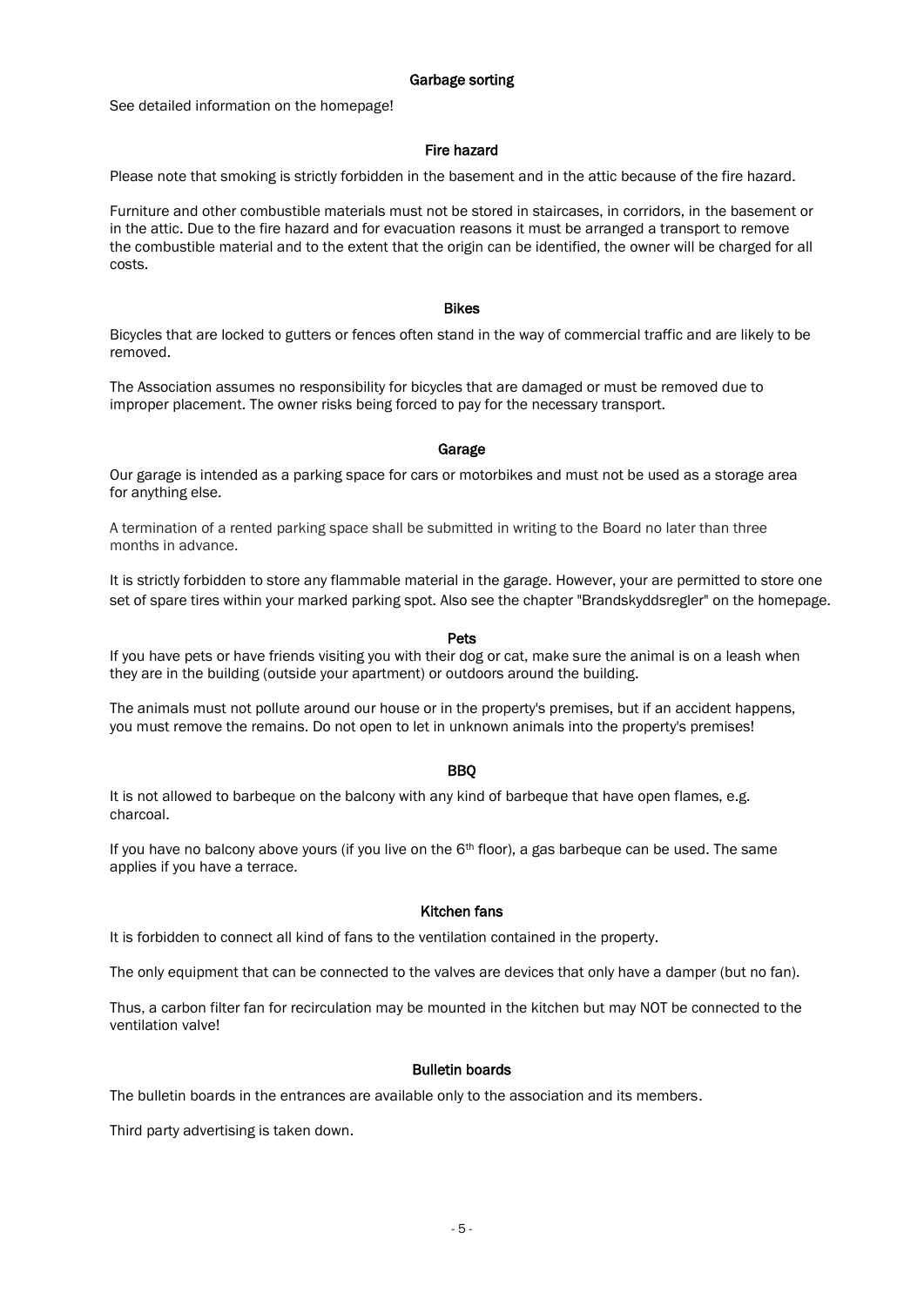## Garbage sorting

See detailed information on the homepage!

## Fire hazard

Please note that smoking is strictly forbidden in the basement and in the attic because of the fire hazard.

Furniture and other combustible materials must not be stored in staircases, in corridors, in the basement or in the attic. Due to the fire hazard and for evacuation reasons it must be arranged a transport to remove the combustible material and to the extent that the origin can be identified, the owner will be charged for all costs.

## Bikes

Bicycles that are locked to gutters or fences often stand in the way of commercial traffic and are likely to be removed.

The Association assumes no responsibility for bicycles that are damaged or must be removed due to improper placement. The owner risks being forced to pay for the necessary transport.

## Garage

Our garage is intended as a parking space for cars or motorbikes and must not be used as a storage area for anything else.

A termination of a rented parking space shall be submitted in writing to the Board no later than three months in advance.

It is strictly forbidden to store any flammable material in the garage. However, your are permitted to store one set of spare tires within your marked parking spot. Also see the chapter "Brandskyddsregler" on the homepage.

## Pets

If you have pets or have friends visiting you with their dog or cat, make sure the animal is on a leash when they are in the building (outside your apartment) or outdoors around the building.

The animals must not pollute around our house or in the property's premises, but if an accident happens, you must remove the remains. Do not open to let in unknown animals into the property's premises!

## BBQ

It is not allowed to barbeque on the balcony with any kind of barbeque that have open flames, e.g. charcoal.

If you have no balcony above yours (if you live on the 6th floor), a gas barbeque can be used. The same applies if you have a terrace.

## Kitchen fans

It is forbidden to connect all kind of fans to the ventilation contained in the property.

The only equipment that can be connected to the valves are devices that only have a damper (but no fan).

Thus, a carbon filter fan for recirculation may be mounted in the kitchen but may NOT be connected to the ventilation valve!

## Bulletin boards

The bulletin boards in the entrances are available only to the association and its members.

Third party advertising is taken down.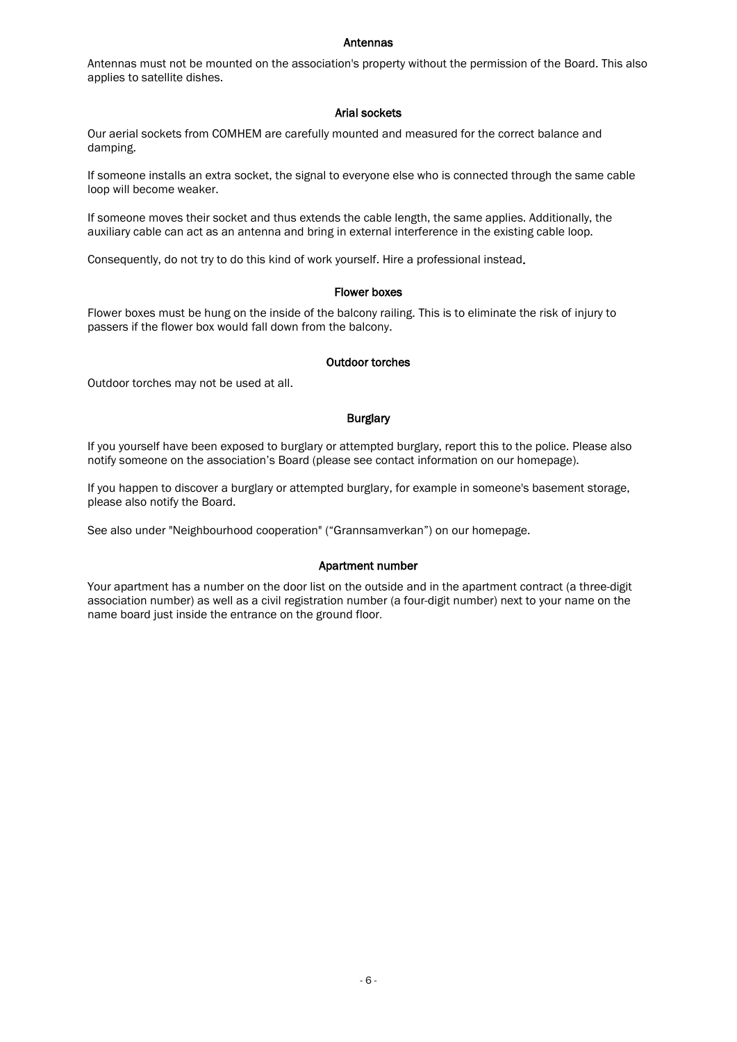### Antennas

Antennas must not be mounted on the association's property without the permission of the Board. This also applies to satellite dishes.

### Arial sockets

Our aerial sockets from COMHEM are carefully mounted and measured for the correct balance and damping.

If someone installs an extra socket, the signal to everyone else who is connected through the same cable loop will become weaker.

If someone moves their socket and thus extends the cable length, the same applies. Additionally, the auxiliary cable can act as an antenna and bring in external interference in the existing cable loop.

Consequently, do not try to do this kind of work yourself. Hire a professional instead.

### Flower boxes

Flower boxes must be hung on the inside of the balcony railing. This is to eliminate the risk of injury to passers if the flower box would fall down from the balcony.

### Outdoor torches

Outdoor torches may not be used at all.

### Burglary

If you yourself have been exposed to burglary or attempted burglary, report this to the police. Please also notify someone on the association's Board (please see contact information on our homepage).

If you happen to discover a burglary or attempted burglary, for example in someone's basement storage, please also notify the Board.

See also under "Neighbourhood cooperation" ("Grannsamverkan") on our homepage.

### Apartment number

Your apartment has a number on the door list on the outside and in the apartment contract (a three-digit association number) as well as a civil registration number (a four-digit number) next to your name on the name board just inside the entrance on the ground floor.